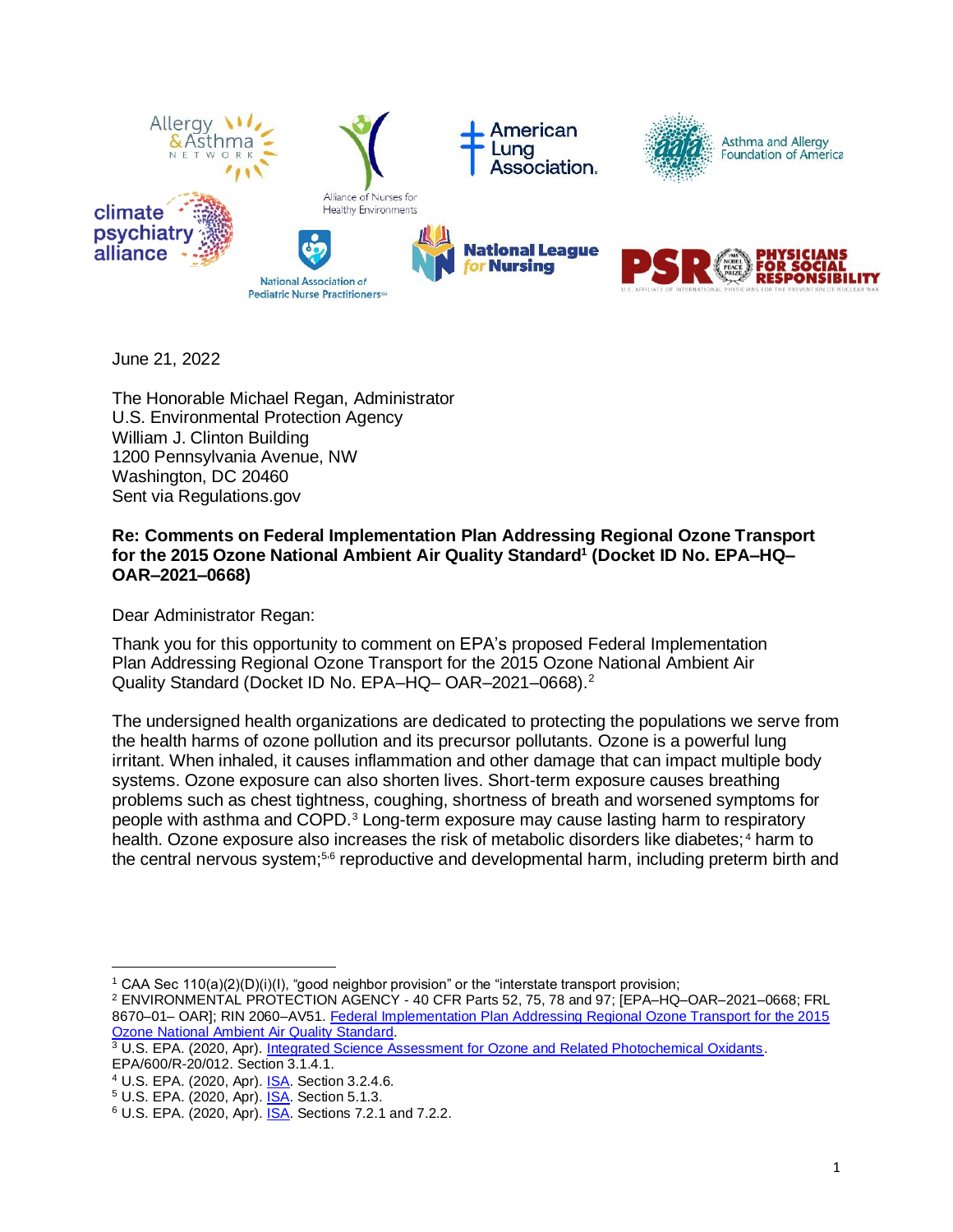Allergy & Asthma Network | Alliance of Nurses for Healthy Environments | American Lung Association | Asthma and Allergy Foundation of America | Climate Psychiatry Alliance | National Association of Pediatric Nurse Practitioners | National League for Nursing | Physicians for Social Responsibility

June 21, 2022

The Honorable Michael Regan, Administrator
U.S. Environmental Protection Agency
William J. Clinton Building
1200 Pennsylvania Avenue, NW
Washington, DC 20460
Sent via Regulations.gov

**Re: Comments on Federal Implementation Plan Addressing Regional Ozone Transport for the 2015 Ozone National Ambient Air Quality Standard[1] (Docket ID No. EPA–HQ–OAR–2021–0668)**

Dear Administrator Regan:

Thank you for this opportunity to comment on EPA's proposed Federal Implementation Plan Addressing Regional Ozone Transport for the 2015 Ozone National Ambient Air Quality Standard (Docket ID No. EPA–HQ– OAR–2021–0668).[2]

The undersigned health organizations are dedicated to protecting the populations we serve from the health harms of ozone pollution and its precursor pollutants. Ozone is a powerful lung irritant. When inhaled, it causes inflammation and other damage that can impact multiple body systems. Ozone exposure can also shorten lives. Short-term exposure causes breathing problems such as chest tightness, coughing, shortness of breath and worsened symptoms for people with asthma and COPD.[3] Long-term exposure may cause lasting harm to respiratory health. Ozone exposure also increases the risk of metabolic disorders like diabetes;[4] harm to the central nervous system;[5,6] reproductive and developmental harm, including preterm birth and

---

[1] CAA Sec 110(a)(2)(D)(i)(I), "good neighbor provision" or the "interstate transport provision;

[2] ENVIRONMENTAL PROTECTION AGENCY - 40 CFR Parts 52, 75, 78 and 97; [EPA–HQ–OAR–2021–0668; FRL 8670–01– OAR]; RIN 2060–AV51. Federal Implementation Plan Addressing Regional Ozone Transport for the 2015 Ozone National Ambient Air Quality Standard.

[3] U.S. EPA. (2020, Apr). Integrated Science Assessment for Ozone and Related Photochemical Oxidants. EPA/600/R-20/012. Section 3.1.4.1.

[4] U.S. EPA. (2020, Apr). ISA. Section 3.2.4.6.

[5] U.S. EPA. (2020, Apr). ISA. Section 5.1.3.

[6] U.S. EPA. (2020, Apr). ISA. Sections 7.2.1 and 7.2.2.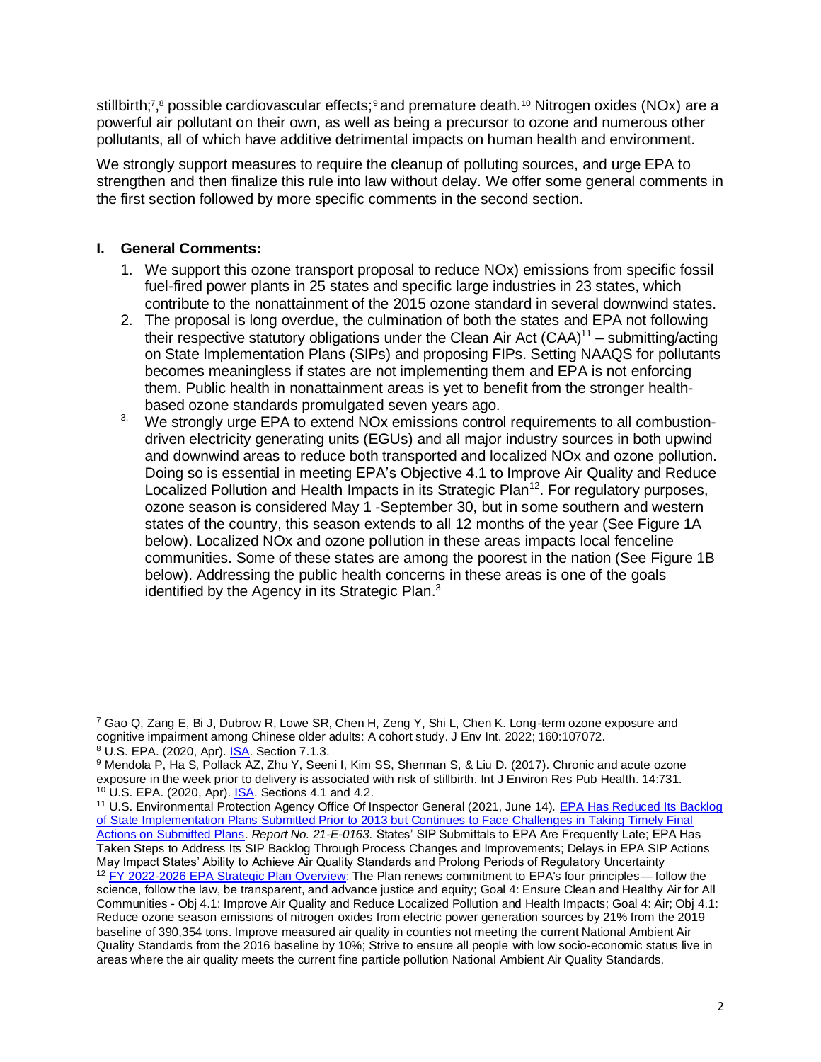stillbirth;[7],[8] possible cardiovascular effects;[9] and premature death.[10] Nitrogen oxides (NOx) are a powerful air pollutant on their own, as well as being a precursor to ozone and numerous other pollutants, all of which have additive detrimental impacts on human health and environment.

We strongly support measures to require the cleanup of polluting sources, and urge EPA to strengthen and then finalize this rule into law without delay. We offer some general comments in the first section followed by more specific comments in the second section.

## I. General Comments:

1. We support this ozone transport proposal to reduce NOx) emissions from specific fossil fuel-fired power plants in 25 states and specific large industries in 23 states, which contribute to the nonattainment of the 2015 ozone standard in several downwind states.
2. The proposal is long overdue, the culmination of both the states and EPA not following their respective statutory obligations under the Clean Air Act (CAA)[11] – submitting/acting on State Implementation Plans (SIPs) and proposing FIPs. Setting NAAQS for pollutants becomes meaningless if states are not implementing them and EPA is not enforcing them. Public health in nonattainment areas is yet to benefit from the stronger health-based ozone standards promulgated seven years ago.
3. We strongly urge EPA to extend NOx emissions control requirements to all combustion-driven electricity generating units (EGUs) and all major industry sources in both upwind and downwind areas to reduce both transported and localized NOx and ozone pollution. Doing so is essential in meeting EPA's Objective 4.1 to Improve Air Quality and Reduce Localized Pollution and Health Impacts in its Strategic Plan[12]. For regulatory purposes, ozone season is considered May 1 -September 30, but in some southern and western states of the country, this season extends to all 12 months of the year (See Figure 1A below). Localized NOx and ozone pollution in these areas impacts local fenceline communities. Some of these states are among the poorest in the nation (See Figure 1B below). Addressing the public health concerns in these areas is one of the goals identified by the Agency in its Strategic Plan.[3]

---

[7] Gao Q, Zang E, Bi J, Dubrow R, Lowe SR, Chen H, Zeng Y, Shi L, Chen K. Long-term ozone exposure and cognitive impairment among Chinese older adults: A cohort study. J Env Int. 2022; 160:107072.

[8] U.S. EPA. (2020, Apr). ISA. Section 7.1.3.

[9] Mendola P, Ha S, Pollack AZ, Zhu Y, Seeni I, Kim SS, Sherman S, & Liu D. (2017). Chronic and acute ozone exposure in the week prior to delivery is associated with risk of stillbirth. Int J Environ Res Pub Health. 14:731.

[10] U.S. EPA. (2020, Apr). ISA. Sections 4.1 and 4.2.

[11] U.S. Environmental Protection Agency Office Of Inspector General (2021, June 14). EPA Has Reduced Its Backlog of State Implementation Plans Submitted Prior to 2013 but Continues to Face Challenges in Taking Timely Final Actions on Submitted Plans. *Report No. 21-E-0163.* States' SIP Submittals to EPA Are Frequently Late; EPA Has Taken Steps to Address Its SIP Backlog Through Process Changes and Improvements; Delays in EPA SIP Actions May Impact States' Ability to Achieve Air Quality Standards and Prolong Periods of Regulatory Uncertainty

[12] FY 2022-2026 EPA Strategic Plan Overview: The Plan renews commitment to EPA's four principles— follow the science, follow the law, be transparent, and advance justice and equity; Goal 4: Ensure Clean and Healthy Air for All Communities - Obj 4.1: Improve Air Quality and Reduce Localized Pollution and Health Impacts; Goal 4: Air; Obj 4.1: Reduce ozone season emissions of nitrogen oxides from electric power generation sources by 21% from the 2019 baseline of 390,354 tons. Improve measured air quality in counties not meeting the current National Ambient Air Quality Standards from the 2016 baseline by 10%; Strive to ensure all people with low socio-economic status live in areas where the air quality meets the current fine particle pollution National Ambient Air Quality Standards.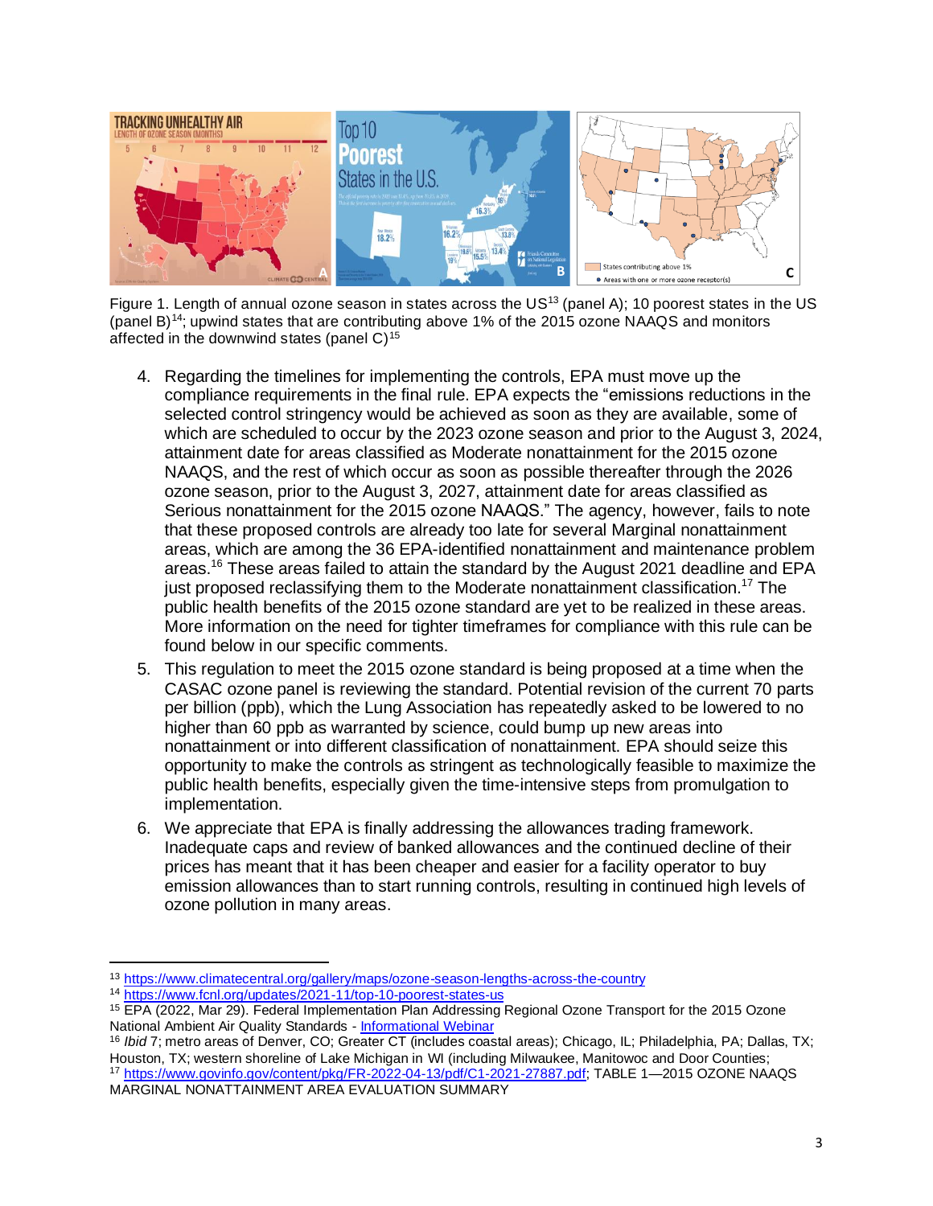Figure 1. Length of annual ozone season in states across the US[13] (panel A); 10 poorest states in the US (panel B)[14]; upwind states that are contributing above 1% of the 2015 ozone NAAQS and monitors affected in the downwind states (panel C)[15]

4. Regarding the timelines for implementing the controls, EPA must move up the compliance requirements in the final rule. EPA expects the "emissions reductions in the selected control stringency would be achieved as soon as they are available, some of which are scheduled to occur by the 2023 ozone season and prior to the August 3, 2024, attainment date for areas classified as Moderate nonattainment for the 2015 ozone NAAQS, and the rest of which occur as soon as possible thereafter through the 2026 ozone season, prior to the August 3, 2027, attainment date for areas classified as Serious nonattainment for the 2015 ozone NAAQS." The agency, however, fails to note that these proposed controls are already too late for several Marginal nonattainment areas, which are among the 36 EPA-identified nonattainment and maintenance problem areas.[16] These areas failed to attain the standard by the August 2021 deadline and EPA just proposed reclassifying them to the Moderate nonattainment classification.[17] The public health benefits of the 2015 ozone standard are yet to be realized in these areas. More information on the need for tighter timeframes for compliance with this rule can be found below in our specific comments.
5. This regulation to meet the 2015 ozone standard is being proposed at a time when the CASAC ozone panel is reviewing the standard. Potential revision of the current 70 parts per billion (ppb), which the Lung Association has repeatedly asked to be lowered to no higher than 60 ppb as warranted by science, could bump up new areas into nonattainment or into different classification of nonattainment. EPA should seize this opportunity to make the controls as stringent as technologically feasible to maximize the public health benefits, especially given the time-intensive steps from promulgation to implementation.
6. We appreciate that EPA is finally addressing the allowances trading framework. Inadequate caps and review of banked allowances and the continued decline of their prices has meant that it has been cheaper and easier for a facility operator to buy emission allowances than to start running controls, resulting in continued high levels of ozone pollution in many areas.

---

[13] https://www.climatecentral.org/gallery/maps/ozone-season-lengths-across-the-country

[14] https://www.fcnl.org/updates/2021-11/top-10-poorest-states-us

[15] EPA (2022, Mar 29). Federal Implementation Plan Addressing Regional Ozone Transport for the 2015 Ozone National Ambient Air Quality Standards - Informational Webinar

[16] *Ibid* 7; metro areas of Denver, CO; Greater CT (includes coastal areas); Chicago, IL; Philadelphia, PA; Dallas, TX; Houston, TX; western shoreline of Lake Michigan in WI (including Milwaukee, Manitowoc and Door Counties;

[17] https://www.govinfo.gov/content/pkg/FR-2022-04-13/pdf/C1-2021-27887.pdf; TABLE 1—2015 OZONE NAAQS MARGINAL NONATTAINMENT AREA EVALUATION SUMMARY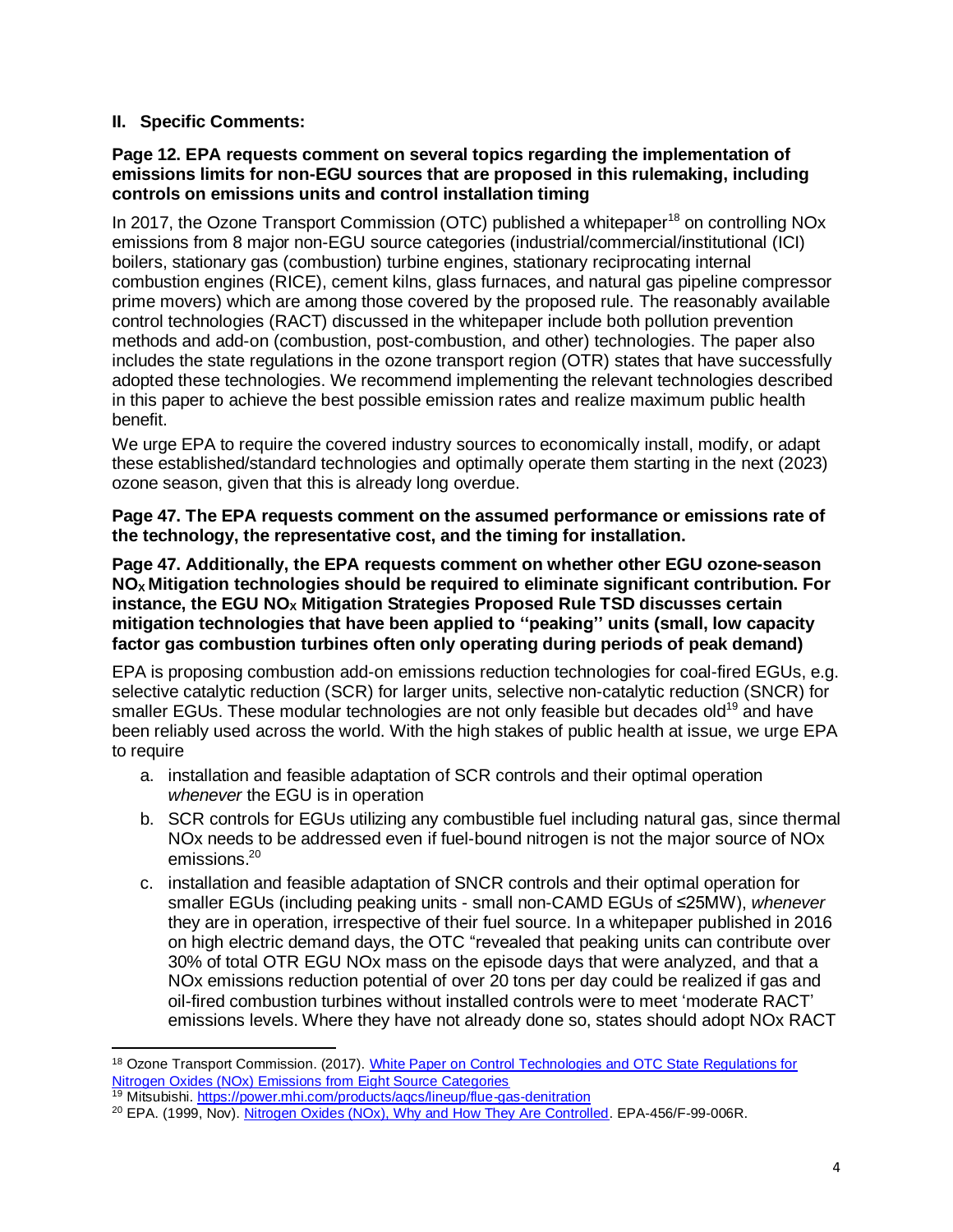## II. Specific Comments:

**Page 12. EPA requests comment on several topics regarding the implementation of emissions limits for non-EGU sources that are proposed in this rulemaking, including controls on emissions units and control installation timing**

In 2017, the Ozone Transport Commission (OTC) published a whitepaper[18] on controlling NOx emissions from 8 major non-EGU source categories (industrial/commercial/institutional (ICI) boilers, stationary gas (combustion) turbine engines, stationary reciprocating internal combustion engines (RICE), cement kilns, glass furnaces, and natural gas pipeline compressor prime movers) which are among those covered by the proposed rule. The reasonably available control technologies (RACT) discussed in the whitepaper include both pollution prevention methods and add-on (combustion, post-combustion, and other) technologies. The paper also includes the state regulations in the ozone transport region (OTR) states that have successfully adopted these technologies. We recommend implementing the relevant technologies described in this paper to achieve the best possible emission rates and realize maximum public health benefit.

We urge EPA to require the covered industry sources to economically install, modify, or adapt these established/standard technologies and optimally operate them starting in the next (2023) ozone season, given that this is already long overdue.

**Page 47. The EPA requests comment on the assumed performance or emissions rate of the technology, the representative cost, and the timing for installation.**

**Page 47. Additionally, the EPA requests comment on whether other EGU ozone-season $NO_X$ Mitigation technologies should be required to eliminate significant contribution. For instance, the EGU $NO_X$ Mitigation Strategies Proposed Rule TSD discusses certain mitigation technologies that have been applied to ''peaking'' units (small, low capacity factor gas combustion turbines often only operating during periods of peak demand)**

EPA is proposing combustion add-on emissions reduction technologies for coal-fired EGUs, e.g. selective catalytic reduction (SCR) for larger units, selective non-catalytic reduction (SNCR) for smaller EGUs. These modular technologies are not only feasible but decades old[19] and have been reliably used across the world. With the high stakes of public health at issue, we urge EPA to require

a. installation and feasible adaptation of SCR controls and their optimal operation *whenever* the EGU is in operation
b. SCR controls for EGUs utilizing any combustible fuel including natural gas, since thermal NOx needs to be addressed even if fuel-bound nitrogen is not the major source of NOx emissions.[20]
c. installation and feasible adaptation of SNCR controls and their optimal operation for smaller EGUs (including peaking units - small non-CAMD EGUs of ≤25MW), *whenever* they are in operation, irrespective of their fuel source. In a whitepaper published in 2016 on high electric demand days, the OTC "revealed that peaking units can contribute over 30% of total OTR EGU NOx mass on the episode days that were analyzed, and that a NOx emissions reduction potential of over 20 tons per day could be realized if gas and oil-fired combustion turbines without installed controls were to meet 'moderate RACT' emissions levels. Where they have not already done so, states should adopt NOx RACT

---

[18] Ozone Transport Commission. (2017). White Paper on Control Technologies and OTC State Regulations for Nitrogen Oxides (NOx) Emissions from Eight Source Categories

[19] Mitsubishi. https://power.mhi.com/products/aqcs/lineup/flue-gas-denitration

[20] EPA. (1999, Nov). Nitrogen Oxides (NOx), Why and How They Are Controlled. EPA-456/F-99-006R.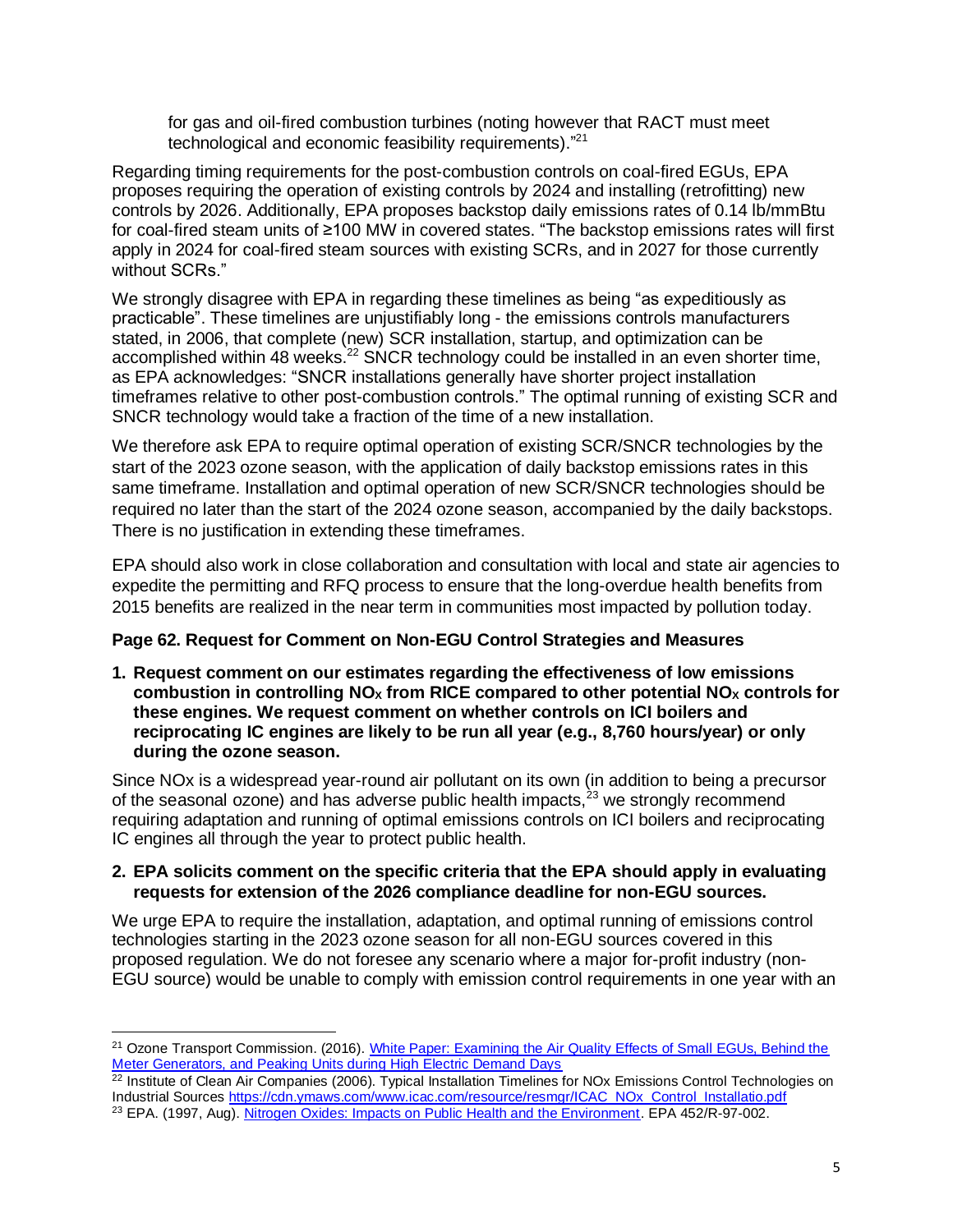for gas and oil-fired combustion turbines (noting however that RACT must meet technological and economic feasibility requirements)."[21]

Regarding timing requirements for the post-combustion controls on coal-fired EGUs, EPA proposes requiring the operation of existing controls by 2024 and installing (retrofitting) new controls by 2026. Additionally, EPA proposes backstop daily emissions rates of 0.14 lb/mmBtu for coal-fired steam units of ≥100 MW in covered states. "The backstop emissions rates will first apply in 2024 for coal-fired steam sources with existing SCRs, and in 2027 for those currently without SCRs."

We strongly disagree with EPA in regarding these timelines as being "as expeditiously as practicable". These timelines are unjustifiably long - the emissions controls manufacturers stated, in 2006, that complete (new) SCR installation, startup, and optimization can be accomplished within 48 weeks.[22] SNCR technology could be installed in an even shorter time, as EPA acknowledges: "SNCR installations generally have shorter project installation timeframes relative to other post-combustion controls." The optimal running of existing SCR and SNCR technology would take a fraction of the time of a new installation.

We therefore ask EPA to require optimal operation of existing SCR/SNCR technologies by the start of the 2023 ozone season, with the application of daily backstop emissions rates in this same timeframe. Installation and optimal operation of new SCR/SNCR technologies should be required no later than the start of the 2024 ozone season, accompanied by the daily backstops. There is no justification in extending these timeframes.

EPA should also work in close collaboration and consultation with local and state air agencies to expedite the permitting and RFQ process to ensure that the long-overdue health benefits from 2015 benefits are realized in the near term in communities most impacted by pollution today.

**Page 62. Request for Comment on Non-EGU Control Strategies and Measures**

1. **Request comment on our estimates regarding the effectiveness of low emissions combustion in controlling $NO_X$ from RICE compared to other potential $NO_X$ controls for these engines. We request comment on whether controls on ICI boilers and reciprocating IC engines are likely to be run all year (e.g., 8,760 hours/year) or only during the ozone season.**

Since NOx is a widespread year-round air pollutant on its own (in addition to being a precursor of the seasonal ozone) and has adverse public health impacts,[23] we strongly recommend requiring adaptation and running of optimal emissions controls on ICI boilers and reciprocating IC engines all through the year to protect public health.

2. **EPA solicits comment on the specific criteria that the EPA should apply in evaluating requests for extension of the 2026 compliance deadline for non-EGU sources.**

We urge EPA to require the installation, adaptation, and optimal running of emissions control technologies starting in the 2023 ozone season for all non-EGU sources covered in this proposed regulation. We do not foresee any scenario where a major for-profit industry (non-EGU source) would be unable to comply with emission control requirements in one year with an

---

[21] Ozone Transport Commission. (2016). White Paper: Examining the Air Quality Effects of Small EGUs, Behind the Meter Generators, and Peaking Units during High Electric Demand Days

[22] Institute of Clean Air Companies (2006). Typical Installation Timelines for NOx Emissions Control Technologies on Industrial Sources https://cdn.ymaws.com/www.icac.com/resource/resmgr/ICAC_NOx_Control_Installatio.pdf

[23] EPA. (1997, Aug). Nitrogen Oxides: Impacts on Public Health and the Environment. EPA 452/R-97-002.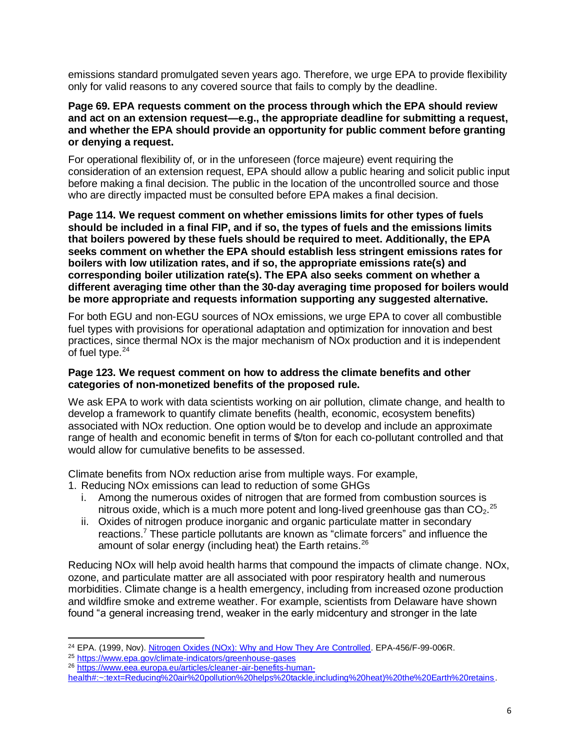emissions standard promulgated seven years ago. Therefore, we urge EPA to provide flexibility only for valid reasons to any covered source that fails to comply by the deadline.

**Page 69. EPA requests comment on the process through which the EPA should review and act on an extension request—e.g., the appropriate deadline for submitting a request, and whether the EPA should provide an opportunity for public comment before granting or denying a request.**

For operational flexibility of, or in the unforeseen (force majeure) event requiring the consideration of an extension request, EPA should allow a public hearing and solicit public input before making a final decision. The public in the location of the uncontrolled source and those who are directly impacted must be consulted before EPA makes a final decision.

**Page 114. We request comment on whether emissions limits for other types of fuels should be included in a final FIP, and if so, the types of fuels and the emissions limits that boilers powered by these fuels should be required to meet. Additionally, the EPA seeks comment on whether the EPA should establish less stringent emissions rates for boilers with low utilization rates, and if so, the appropriate emissions rate(s) and corresponding boiler utilization rate(s). The EPA also seeks comment on whether a different averaging time other than the 30-day averaging time proposed for boilers would be more appropriate and requests information supporting any suggested alternative.**

For both EGU and non-EGU sources of NOx emissions, we urge EPA to cover all combustible fuel types with provisions for operational adaptation and optimization for innovation and best practices, since thermal NOx is the major mechanism of NOx production and it is independent of fuel type.[24]

**Page 123. We request comment on how to address the climate benefits and other categories of non-monetized benefits of the proposed rule.**

We ask EPA to work with data scientists working on air pollution, climate change, and health to develop a framework to quantify climate benefits (health, economic, ecosystem benefits) associated with NOx reduction. One option would be to develop and include an approximate range of health and economic benefit in terms of $/ton for each co-pollutant controlled and that would allow for cumulative benefits to be assessed.

Climate benefits from NOx reduction arise from multiple ways. For example,

1. Reducing NOx emissions can lead to reduction of some GHGs
   i. Among the numerous oxides of nitrogen that are formed from combustion sources is nitrous oxide, which is a much more potent and long-lived greenhouse gas than $CO_2$.[25]
   ii. Oxides of nitrogen produce inorganic and organic particulate matter in secondary reactions.[7] These particle pollutants are known as "climate forcers" and influence the amount of solar energy (including heat) the Earth retains.[26]

Reducing NOx will help avoid health harms that compound the impacts of climate change. NOx, ozone, and particulate matter are all associated with poor respiratory health and numerous morbidities. Climate change is a health emergency, including from increased ozone production and wildfire smoke and extreme weather. For example, scientists from Delaware have shown found "a general increasing trend, weaker in the early midcentury and stronger in the late

---

[24] EPA. (1999, Nov). [Nitrogen Oxides (NOx): Why and How They Are Controlled](). EPA-456/F-99-006R.

[25] https://www.epa.gov/climate-indicators/greenhouse-gases

[26] https://www.eea.europa.eu/articles/cleaner-air-benefits-human-health#:~:text=Reducing%20air%20pollution%20helps%20tackle,including%20heat)%20the%20Earth%20retains.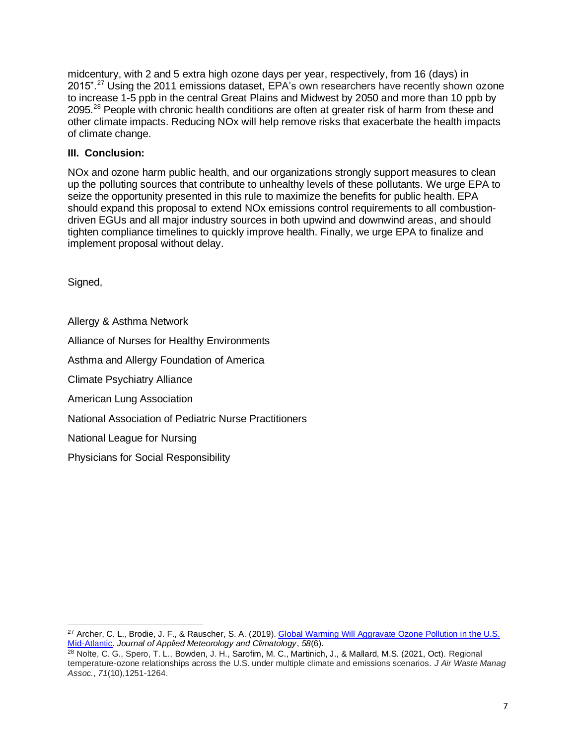midcentury, with 2 and 5 extra high ozone days per year, respectively, from 16 (days) in 2015".[27] Using the 2011 emissions dataset, EPA's own researchers have recently shown ozone to increase 1-5 ppb in the central Great Plains and Midwest by 2050 and more than 10 ppb by 2095.[28] People with chronic health conditions are often at greater risk of harm from these and other climate impacts. Reducing NOx will help remove risks that exacerbate the health impacts of climate change.

### III. Conclusion:

NOx and ozone harm public health, and our organizations strongly support measures to clean up the polluting sources that contribute to unhealthy levels of these pollutants. We urge EPA to seize the opportunity presented in this rule to maximize the benefits for public health. EPA should expand this proposal to extend NOx emissions control requirements to all combustion-driven EGUs and all major industry sources in both upwind and downwind areas, and should tighten compliance timelines to quickly improve health. Finally, we urge EPA to finalize and implement proposal without delay.

Signed,

Allergy & Asthma Network

Alliance of Nurses for Healthy Environments

Asthma and Allergy Foundation of America

Climate Psychiatry Alliance

American Lung Association

National Association of Pediatric Nurse Practitioners

National League for Nursing

Physicians for Social Responsibility

---

[27] Archer, C. L., Brodie, J. F., & Rauscher, S. A. (2019). Global Warming Will Aggravate Ozone Pollution in the U.S. Mid-Atlantic. *Journal of Applied Meteorology and Climatology*, *58*(6).

[28] Nolte, C. G., Spero, T. L., Bowden, J. H., Sarofim, M. C., Martinich, J., & Mallard, M.S. (2021, Oct). Regional temperature-ozone relationships across the U.S. under multiple climate and emissions scenarios. *J Air Waste Manag Assoc.*, *71*(10),1251-1264.